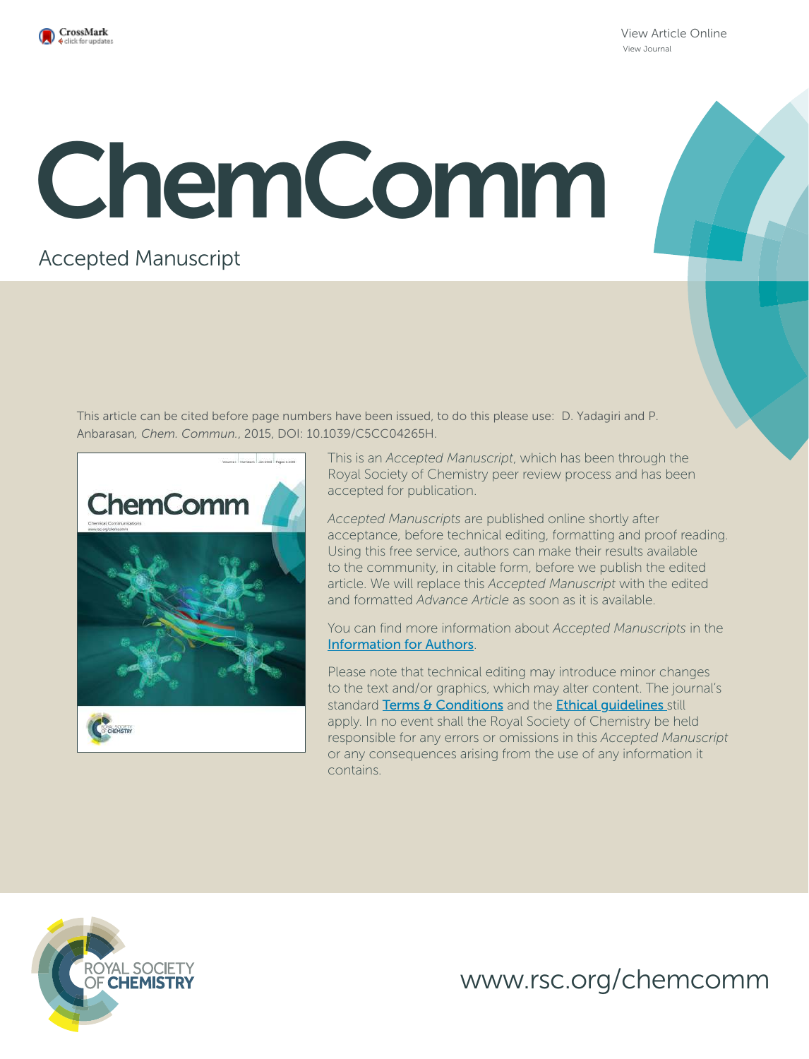View Article Online
View Journal

# ChemComm

Accepted Manuscript

This article can be cited before page numbers have been issued, to do this please use: D. Yadagiri and P. Anbarasan, *Chem. Commun.*, 2015, DOI: 10.1039/C5CC04265H.

This is an *Accepted Manuscript*, which has been through the Royal Society of Chemistry peer review process and has been accepted for publication.

*Accepted Manuscripts* are published online shortly after acceptance, before technical editing, formatting and proof reading. Using this free service, authors can make their results available to the community, in citable form, before we publish the edited article. We will replace this *Accepted Manuscript* with the edited and formatted *Advance Article* as soon as it is available.

You can find more information about *Accepted Manuscripts* in the Information for Authors.

Please note that technical editing may introduce minor changes to the text and/or graphics, which may alter content. The journal's standard Terms & Conditions and the Ethical guidelines still apply. In no event shall the Royal Society of Chemistry be held responsible for any errors or omissions in this *Accepted Manuscript* or any consequences arising from the use of any information it contains.

ROYAL SOCIETY OF CHEMISTRY

www.rsc.org/chemcomm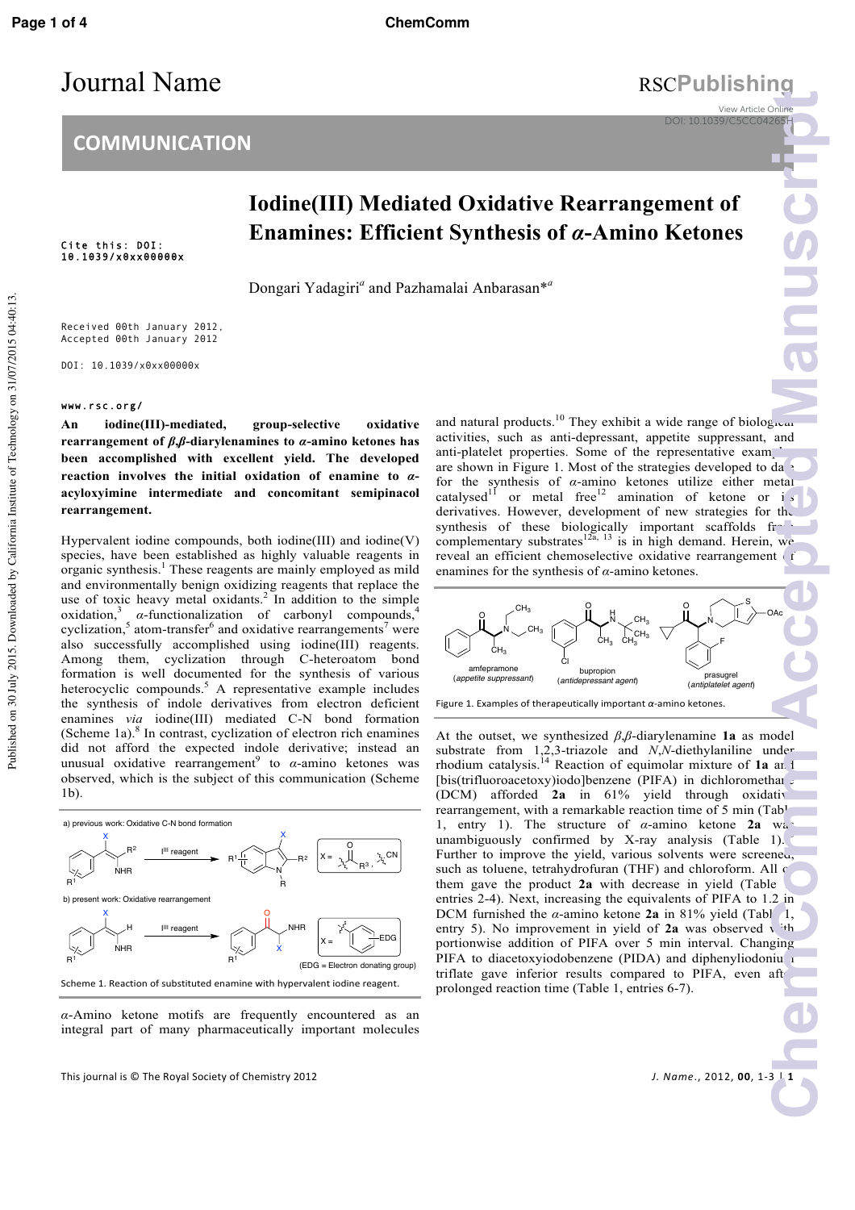# COMMUNICATION

# Iodine(III) Mediated Oxidative Rearrangement of Enamines: Efficient Synthesis of *α*-Amino Ketones

Cite this: DOI: 10.1039/x0xx00000x

Dongari Yadagiri[a] and Pazhamalai Anbarasan*[a]

Received 00th January 2012, Accepted 00th January 2012

DOI: 10.1039/x0xx00000x

www.rsc.org/

**An iodine(III)-mediated, group-selective oxidative rearrangement of *β*,*β*-diarylenamines to *α*-amino ketones has been accomplished with excellent yield. The developed reaction involves the initial oxidation of enamine to *α*-acyloxyimine intermediate and concomitant semipinacol rearrangement.**

Hypervalent iodine compounds, both iodine(III) and iodine(V) species, have been established as highly valuable reagents in organic synthesis.[1] These reagents are mainly employed as mild and environmentally benign oxidizing reagents that replace the use of toxic heavy metal oxidants.[2] In addition to the simple oxidation,[3] *α*-functionalization of carbonyl compounds,[4] cyclization,[5] atom-transfer[6] and oxidative rearrangements[7] were also successfully accomplished using iodine(III) reagents. Among them, cyclization through C-heteroatom bond formation is well documented for the synthesis of various heterocyclic compounds.[5] A representative example includes the synthesis of indole derivatives from electron deficient enamines *via* iodine(III) mediated C-N bond formation (Scheme 1a).[8] In contrast, cyclization of electron rich enamines did not afford the expected indole derivative; instead an unusual oxidative rearrangement[9] to *α*-amino ketones was observed, which is the subject of this communication (Scheme 1b).

Scheme 1. Reaction of substituted enamine with hypervalent iodine reagent.

*α*-Amino ketone motifs are frequently encountered as an integral part of many pharmaceutically important molecules and natural products.[10] They exhibit a wide range of biological activities, such as anti-depressant, appetite suppressant, and anti-platelet properties. Some of the representative examples are shown in Figure 1. Most of the strategies developed to date for the synthesis of *α*-amino ketones utilize either metal catalysed[11] or metal free[12] amination of ketone or its derivatives. However, development of new strategies for the synthesis of these biologically important scaffolds from complementary substrates[12a, 13] is in high demand. Herein, we reveal an efficient chemoselective oxidative rearrangement of enamines for the synthesis of *α*-amino ketones.

Figure 1. Examples of therapeutically important *α*-amino ketones.

At the outset, we synthesized *β*,*β*-diarylenamine **1a** as model substrate from 1,2,3-triazole and *N*,*N*-diethylaniline under rhodium catalysis.[14] Reaction of equimolar mixture of **1a** and [bis(trifluoroacetoxy)iodo]benzene (PIFA) in dichloromethane (DCM) afforded **2a** in 61% yield through oxidative rearrangement, with a remarkable reaction time of 5 min (Table 1, entry 1). The structure of *α*-amino ketone **2a** was unambiguously confirmed by X-ray analysis (Table 1). Further to improve the yield, various solvents were screened, such as toluene, tetrahydrofuran (THF) and chloroform. All of them gave the product **2a** with decrease in yield (Table 1, entries 2-4). Next, increasing the equivalents of PIFA to 1.2 in DCM furnished the *α*-amino ketone **2a** in 81% yield (Table 1, entry 5). No improvement in yield of **2a** was observed with portionwise addition of PIFA over 5 min interval. Changing PIFA to diacetoxyiodobenzene (PIDA) and diphenyliodonium triflate gave inferior results compared to PIFA, even after prolonged reaction time (Table 1, entries 6-7).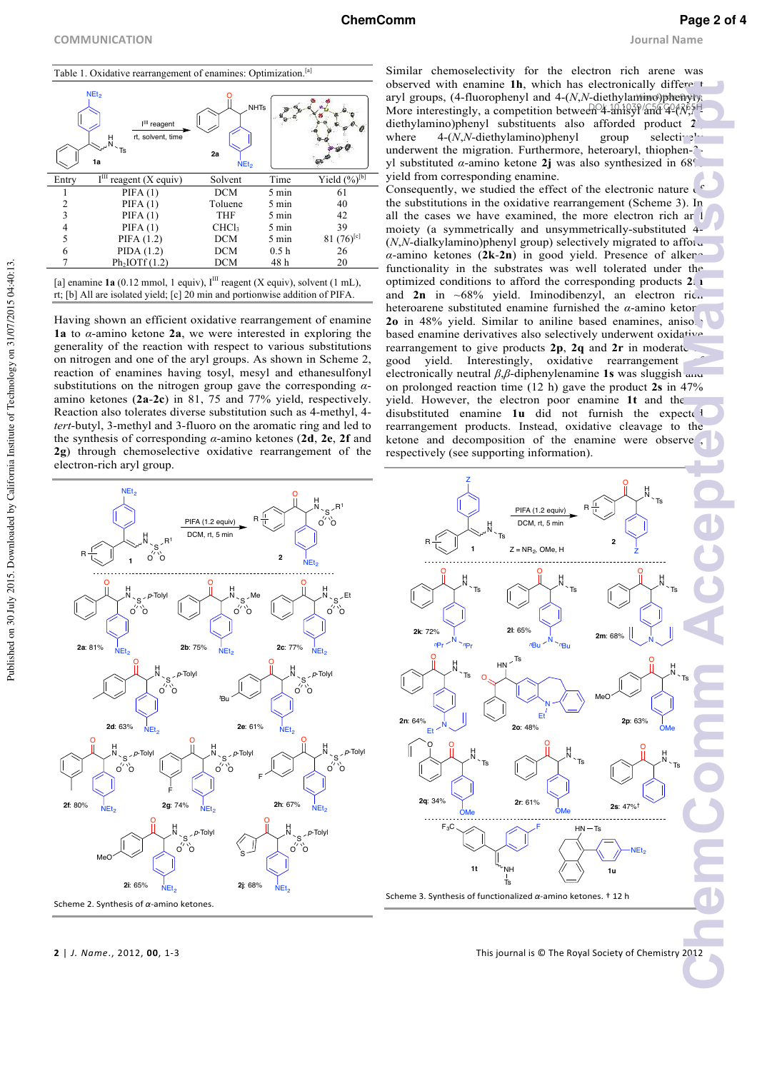## COMMUNICATION

Table 1. Oxidative rearrangement of enamines: Optimization.[a]

| Entry | $I^{III}$ reagent (X equiv) | Solvent | Time | Yield (%)[b] |
|---|---|---|---|---|
| 1 | PIFA (1) | DCM | 5 min | 61 |
| 2 | PIFA (1) | Toluene | 5 min | 40 |
| 3 | PIFA (1) | THF | 5 min | 42 |
| 4 | PIFA (1) | $CHCl_3$ | 5 min | 39 |
| 5 | PIFA (1.2) | DCM | 5 min | 81 (76)[c] |
| 6 | PIDA (1.2) | DCM | 0.5 h | 26 |
| 7 | $Ph_2IOTf$ (1.2) | DCM | 48 h | 20 |

[a] enamine **1a** (0.12 mmol, 1 equiv), $I^{III}$ reagent (X equiv), solvent (1 mL), rt; [b] All are isolated yield; [c] 20 min and portionwise addition of PIFA.

Having shown an efficient oxidative rearrangement of enamine **1a** to α-amino ketone **2a**, we were interested in exploring the generality of the reaction with respect to various substitutions on nitrogen and one of the aryl groups. As shown in Scheme 2, reaction of enamines having tosyl, mesyl and ethanesulfonyl substitutions on the nitrogen group gave the corresponding α-amino ketones (**2a**-**2c**) in 81, 75 and 77% yield, respectively. Reaction also tolerates diverse substitution such as 4-methyl, 4-*tert*-butyl, 3-methyl and 3-fluoro on the aromatic ring and led to the synthesis of corresponding α-amino ketones (**2d**, **2e**, **2f** and **2g**) through chemoselective oxidative rearrangement of the electron-rich aryl group.

Scheme 2. Synthesis of α-amino ketones.

Similar chemoselectivity for the electron rich arene was observed with enamine **1h**, which has electronically different aryl groups, (4-fluorophenyl and 4-(*N*,*N*-diethylamino)phenyl). More interestingly, a competition between 4-anisyl and 4-(*N*,*N*-diethylamino)phenyl substituents also afforded product **2i** where 4-(*N*,*N*-diethylamino)phenyl group selectively underwent the migration. Furthermore, heteroaryl, thiophen-2-yl substituted α-amino ketone **2j** was also synthesized in 68% yield from corresponding enamine.

Consequently, we studied the effect of the electronic nature of the substitutions in the oxidative rearrangement (Scheme 3). In all the cases we have examined, the more electron rich aryl moiety (a symmetrically and unsymmetrically-substituted 4-(*N*,*N*-dialkylamino)phenyl group) selectively migrated to afford α-amino ketones (**2k**-**2n**) in good yield. Presence of alkene functionality in the substrates was well tolerated under the optimized conditions to afford the corresponding products **2m** and **2n** in ~68% yield. Iminodibenzyl, an electron rich heteroarene substituted enamine furnished the α-amino ketone **2o** in 48% yield. Similar to aniline based enamines, anisole based enamine derivatives also selectively underwent oxidative rearrangement to give products **2p**, **2q** and **2r** in moderate to good yield. Interestingly, oxidative rearrangement of electronically neutral β,β-diphenylenamine **1s** was sluggish and on prolonged reaction time (12 h) gave the product **2s** in 47% yield. However, the electron poor enamine **1t** and the disubstituted enamine **1u** did not furnish the expected rearrangement products. Instead, oxidative cleavage to the ketone and decomposition of the enamine were observed, respectively (see supporting information).

Scheme 3. Synthesis of functionalized α-amino ketones. † 12 h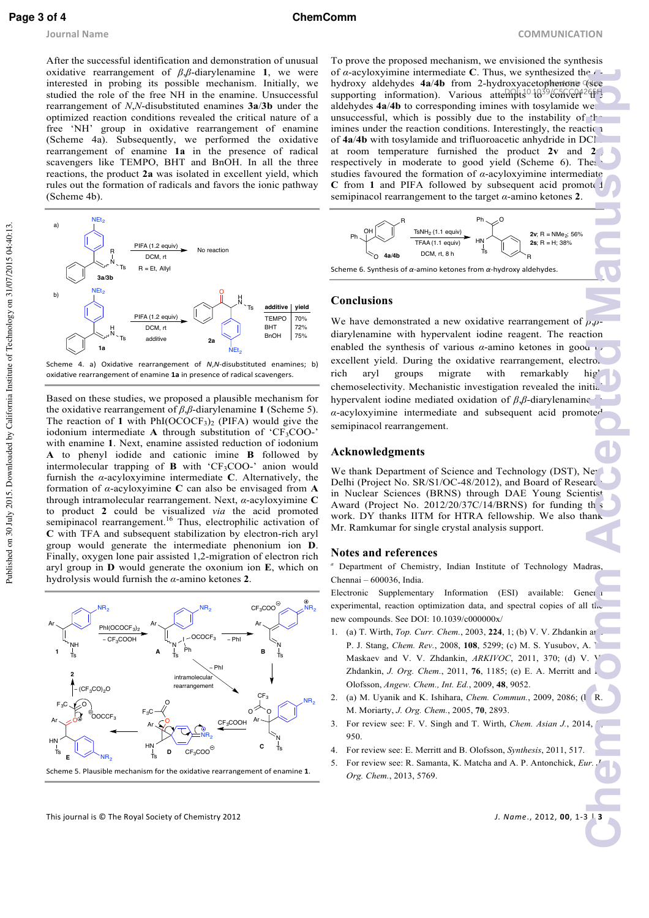After the successful identification and demonstration of unusual oxidative rearrangement of *β*,*β*-diarylenamine **1**, we were interested in probing its possible mechanism. Initially, we studied the role of the free NH in the enamine. Unsuccessful rearrangement of *N*,*N*-disubstituted enamines **3a**/**3b** under the optimized reaction conditions revealed the critical nature of a free 'NH' group in oxidative rearrangement of enamine (Scheme 4a). Subsequently, we performed the oxidative rearrangement of enamine **1a** in the presence of radical scavengers like TEMPO, BHT and BnOH. In all the three reactions, the product **2a** was isolated in excellent yield, which rules out the formation of radicals and favors the ionic pathway (Scheme 4b).

Scheme 4. a) Oxidative rearrangement of *N*,*N*-disubstituted enamines; b) oxidative rearrangement of enamine **1a** in presence of radical scavengers.

Based on these studies, we proposed a plausible mechanism for the oxidative rearrangement of *β*,*β*-diarylenamine **1** (Scheme 5). The reaction of **1** with $PhI(OCOCF_3)_2$ (PIFA) would give the iodonium intermediate **A** through substitution of '$CF_3COO$-' with enamine **1**. Next, enamine assisted reduction of iodonium **A** to phenyl iodide and cationic imine **B** followed by intermolecular trapping of **B** with '$CF_3COO$-' anion would furnish the *α*-acyloxyimine intermediate **C**. Alternatively, the formation of *α*-acyloxyimine **C** can also be envisaged from **A** through intramolecular rearrangement. Next, *α*-acyloxyimine **C** to product **2** could be visualized *via* the acid promoted semipinacol rearrangement.[16] Thus, electrophilic activation of **C** with TFA and subsequent stabilization by electron-rich aryl group would generate the intermediate phenonium ion **D**. Finally, oxygen lone pair assisted 1,2-migration of electron rich aryl group in **D** would generate the oxonium ion **E**, which on hydrolysis would furnish the *α*-amino ketones **2**.

Scheme 5. Plausible mechanism for the oxidative rearrangement of enamine **1**.

To prove the proposed mechanism, we envisioned the synthesis of *α*-acyloxyimine intermediate **C**. Thus, we synthesized the *α*-hydroxy aldehydes **4a**/**4b** from 2-hydroxyacetophenone (see supporting information). Various attempts to convert the aldehydes **4a**/**4b** to corresponding imines with tosylamide were unsuccessful, which is possibly due to the instability of the imines under the reaction conditions. Interestingly, the reaction of **4a**/**4b** with tosylamide and trifluoroacetic anhydride in DCM at room temperature furnished the product **2v** and **2s** respectively in moderate to good yield (Scheme 6). These studies favoured the formation of *α*-acyloxyimine intermediate **C** from **1** and PIFA followed by subsequent acid promoted semipinacol rearrangement to the target *α*-amino ketones **2**.

Scheme 6. Synthesis of *α*-amino ketones from *α*-hydroxy aldehydes.

## Conclusions

We have demonstrated a new oxidative rearrangement of *β*,*β*-diarylenamine with hypervalent iodine reagent. The reaction enabled the synthesis of various *α*-amino ketones in good to excellent yield. During the oxidative rearrangement, electron rich aryl groups migrate with remarkably high chemoselectivity. Mechanistic investigation revealed the initial hypervalent iodine mediated oxidation of *β*,*β*-diarylenamine to *α*-acyloxyimine intermediate and subsequent acid promoted semipinacol rearrangement.

## Acknowledgments

We thank Department of Science and Technology (DST), New Delhi (Project No. SR/S1/OC-48/2012), and Board of Research in Nuclear Sciences (BRNS) through DAE Young Scientist Award (Project No. 2012/20/37C/14/BRNS) for funding this work. DY thanks IITM for HTRA fellowship. We also thank Mr. Ramkumar for single crystal analysis support.

## Notes and references

[a] Department of Chemistry, Indian Institute of Technology Madras, Chennai – 600036, India.

Electronic Supplementary Information (ESI) available: General experimental, reaction optimization data, and spectral copies of all the new compounds. See DOI: 10.1039/c000000x/

1. (a) T. Wirth, *Top. Curr. Chem.*, 2003, **224**, 1; (b) V. V. Zhdankin and P. J. Stang, *Chem. Rev.*, 2008, **108**, 5299; (c) M. S. Yusubov, A. V. Maskaev and V. V. Zhdankin, *ARKIVOC*, 2011, 370; (d) V. V. Zhdankin, *J. Org. Chem.*, 2011, **76**, 1185; (e) E. A. Merritt and B. Olofsson, *Angew. Chem., Int. Ed.*, 2009, **48**, 9052.
2. (a) M. Uyanik and K. Ishihara, *Chem. Commun.*, 2009, 2086; (b) R. M. Moriarty, *J. Org. Chem.*, 2005, **70**, 2893.
3. For review see: F. V. Singh and T. Wirth, *Chem. Asian J.*, 2014, 9, 950.
4. For review see: E. Merritt and B. Olofsson, *Synthesis*, 2011, 517.
5. For review see: R. Samanta, K. Matcha and A. P. Antonchick, *Eur. J. Org. Chem.*, 2013, 5769.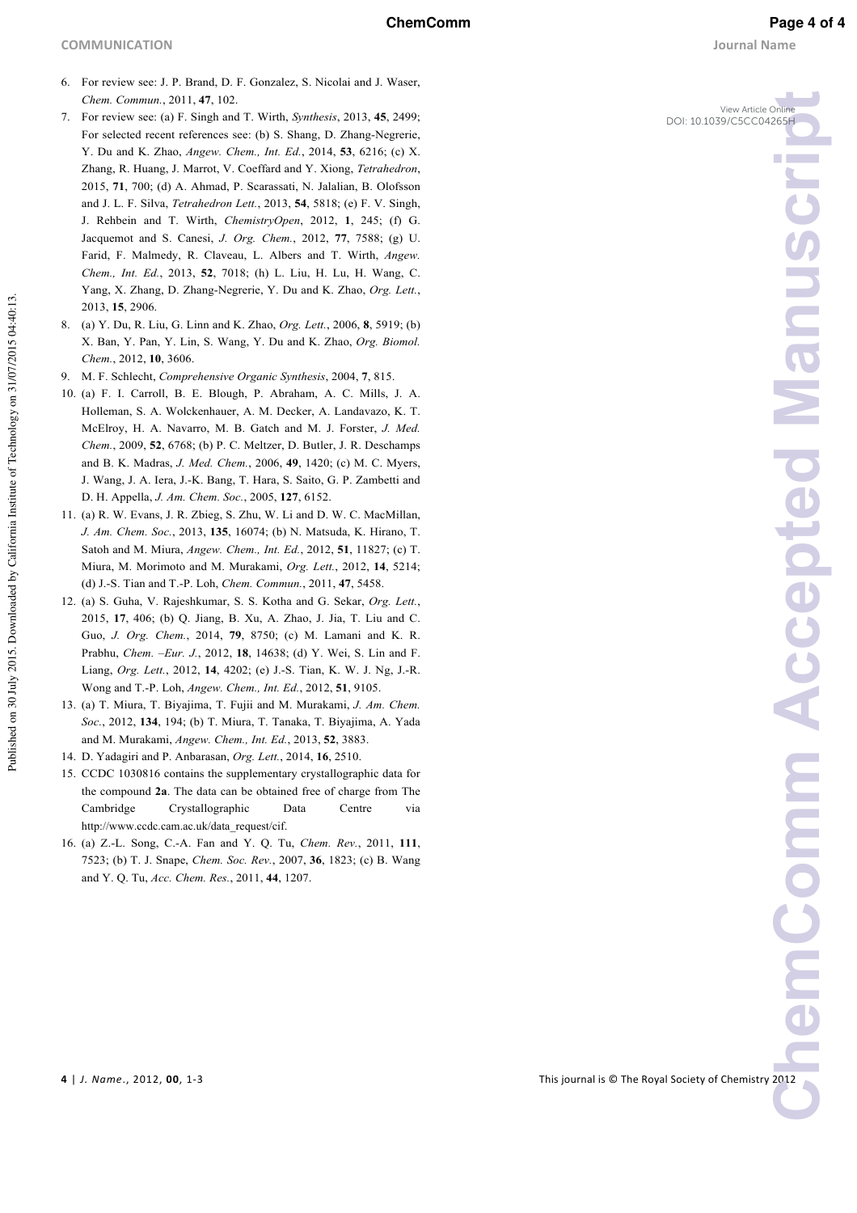6. For review see: J. P. Brand, D. F. Gonzalez, S. Nicolai and J. Waser, *Chem. Commun.*, 2011, **47**, 102.
7. For review see: (a) F. Singh and T. Wirth, *Synthesis*, 2013, **45**, 2499; For selected recent references see: (b) S. Shang, D. Zhang-Negrerie, Y. Du and K. Zhao, *Angew. Chem., Int. Ed.*, 2014, **53**, 6216; (c) X. Zhang, R. Huang, J. Marrot, V. Coeffard and Y. Xiong, *Tetrahedron*, 2015, **71**, 700; (d) A. Ahmad, P. Scarassati, N. Jalalian, B. Olofsson and J. L. F. Silva, *Tetrahedron Lett.*, 2013, **54**, 5818; (e) F. V. Singh, J. Rehbein and T. Wirth, *ChemistryOpen*, 2012, **1**, 245; (f) G. Jacquemot and S. Canesi, *J. Org. Chem.*, 2012, **77**, 7588; (g) U. Farid, F. Malmedy, R. Claveau, L. Albers and T. Wirth, *Angew. Chem., Int. Ed.*, 2013, **52**, 7018; (h) L. Liu, H. Lu, H. Wang, C. Yang, X. Zhang, D. Zhang-Negrerie, Y. Du and K. Zhao, *Org. Lett.*, 2013, **15**, 2906.
8. (a) Y. Du, R. Liu, G. Linn and K. Zhao, *Org. Lett.*, 2006, **8**, 5919; (b) X. Ban, Y. Pan, Y. Lin, S. Wang, Y. Du and K. Zhao, *Org. Biomol. Chem.*, 2012, **10**, 3606.
9. M. F. Schlecht, *Comprehensive Organic Synthesis*, 2004, **7**, 815.
10. (a) F. I. Carroll, B. E. Blough, P. Abraham, A. C. Mills, J. A. Holleman, S. A. Wolckenhauer, A. M. Decker, A. Landavazo, K. T. McElroy, H. A. Navarro, M. B. Gatch and M. J. Forster, *J. Med. Chem.*, 2009, **52**, 6768; (b) P. C. Meltzer, D. Butler, J. R. Deschamps and B. K. Madras, *J. Med. Chem.*, 2006, **49**, 1420; (c) M. C. Myers, J. Wang, J. A. Iera, J.-K. Bang, T. Hara, S. Saito, G. P. Zambetti and D. H. Appella, *J. Am. Chem. Soc.*, 2005, **127**, 6152.
11. (a) R. W. Evans, J. R. Zbieg, S. Zhu, W. Li and D. W. C. MacMillan, *J. Am. Chem. Soc.*, 2013, **135**, 16074; (b) N. Matsuda, K. Hirano, T. Satoh and M. Miura, *Angew. Chem., Int. Ed.*, 2012, **51**, 11827; (c) T. Miura, M. Morimoto and M. Murakami, *Org. Lett.*, 2012, **14**, 5214; (d) J.-S. Tian and T.-P. Loh, *Chem. Commun.*, 2011, **47**, 5458.
12. (a) S. Guha, V. Rajeshkumar, S. S. Kotha and G. Sekar, *Org. Lett.*, 2015, **17**, 406; (b) Q. Jiang, B. Xu, A. Zhao, J. Jia, T. Liu and C. Guo, *J. Org. Chem.*, 2014, **79**, 8750; (c) M. Lamani and K. R. Prabhu, *Chem. –Eur. J.*, 2012, **18**, 14638; (d) Y. Wei, S. Lin and F. Liang, *Org. Lett.*, 2012, **14**, 4202; (e) J.-S. Tian, K. W. J. Ng, J.-R. Wong and T.-P. Loh, *Angew. Chem., Int. Ed.*, 2012, **51**, 9105.
13. (a) T. Miura, T. Biyajima, T. Fujii and M. Murakami, *J. Am. Chem. Soc.*, 2012, **134**, 194; (b) T. Miura, T. Tanaka, T. Biyajima, A. Yada and M. Murakami, *Angew. Chem., Int. Ed.*, 2013, **52**, 3883.
14. D. Yadagiri and P. Anbarasan, *Org. Lett.*, 2014, **16**, 2510.
15. CCDC 1030816 contains the supplementary crystallographic data for the compound **2a**. The data can be obtained free of charge from The Cambridge Crystallographic Data Centre via http://www.ccdc.cam.ac.uk/data_request/cif.
16. (a) Z.-L. Song, C.-A. Fan and Y. Q. Tu, *Chem. Rev.*, 2011, **111**, 7523; (b) T. J. Snape, *Chem. Soc. Rev.*, 2007, **36**, 1823; (c) B. Wang and Y. Q. Tu, *Acc. Chem. Res.*, 2011, **44**, 1207.